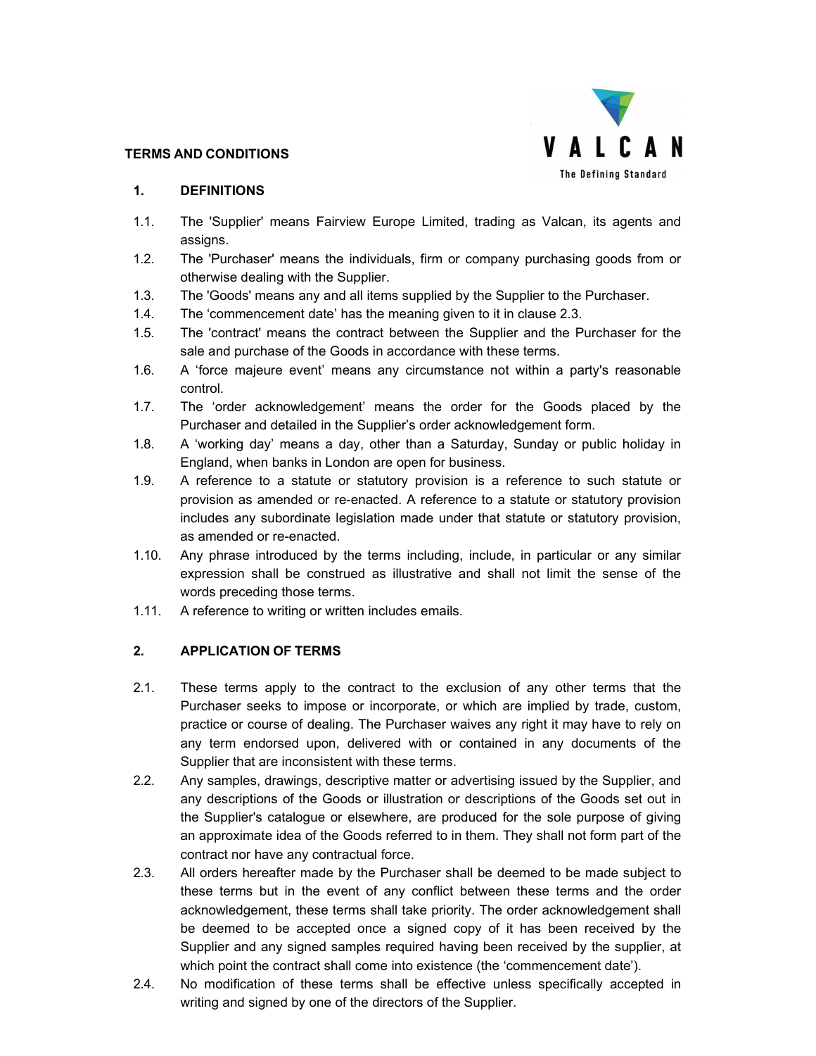# TERMS AND CONDITIONS

VALCAN
The Defining Standard

## 1. DEFINITIONS

1.1. The 'Supplier' means Fairview Europe Limited, trading as Valcan, its agents and assigns.

1.2. The 'Purchaser' means the individuals, firm or company purchasing goods from or otherwise dealing with the Supplier.

1.3. The 'Goods' means any and all items supplied by the Supplier to the Purchaser.

1.4. The 'commencement date' has the meaning given to it in clause 2.3.

1.5. The 'contract' means the contract between the Supplier and the Purchaser for the sale and purchase of the Goods in accordance with these terms.

1.6. A 'force majeure event' means any circumstance not within a party's reasonable control.

1.7. The 'order acknowledgement' means the order for the Goods placed by the Purchaser and detailed in the Supplier's order acknowledgement form.

1.8. A 'working day' means a day, other than a Saturday, Sunday or public holiday in England, when banks in London are open for business.

1.9. A reference to a statute or statutory provision is a reference to such statute or provision as amended or re-enacted. A reference to a statute or statutory provision includes any subordinate legislation made under that statute or statutory provision, as amended or re-enacted.

1.10. Any phrase introduced by the terms including, include, in particular or any similar expression shall be construed as illustrative and shall not limit the sense of the words preceding those terms.

1.11. A reference to writing or written includes emails.

## 2. APPLICATION OF TERMS

2.1. These terms apply to the contract to the exclusion of any other terms that the Purchaser seeks to impose or incorporate, or which are implied by trade, custom, practice or course of dealing. The Purchaser waives any right it may have to rely on any term endorsed upon, delivered with or contained in any documents of the Supplier that are inconsistent with these terms.

2.2. Any samples, drawings, descriptive matter or advertising issued by the Supplier, and any descriptions of the Goods or illustration or descriptions of the Goods set out in the Supplier's catalogue or elsewhere, are produced for the sole purpose of giving an approximate idea of the Goods referred to in them. They shall not form part of the contract nor have any contractual force.

2.3. All orders hereafter made by the Purchaser shall be deemed to be made subject to these terms but in the event of any conflict between these terms and the order acknowledgement, these terms shall take priority. The order acknowledgement shall be deemed to be accepted once a signed copy of it has been received by the Supplier and any signed samples required having been received by the supplier, at which point the contract shall come into existence (the 'commencement date').

2.4. No modification of these terms shall be effective unless specifically accepted in writing and signed by one of the directors of the Supplier.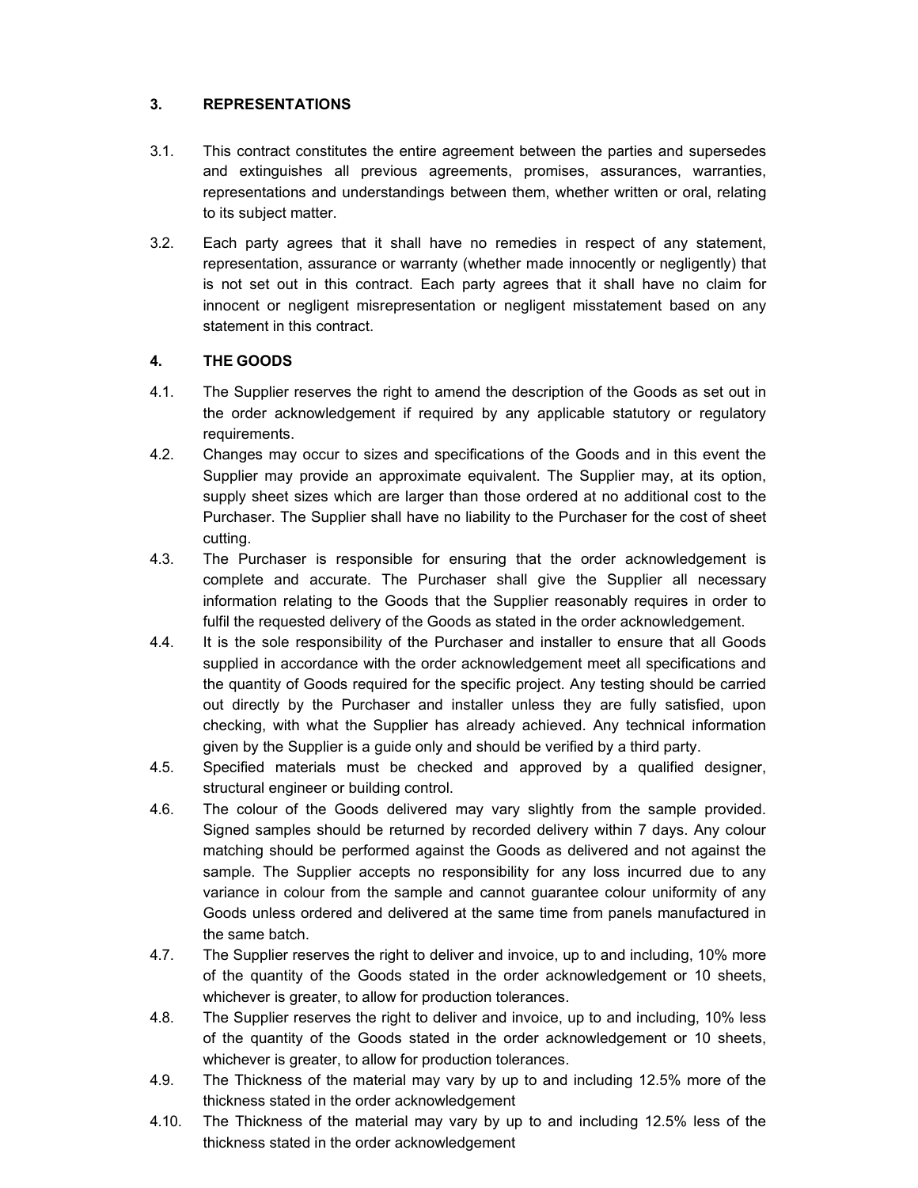## 3. REPRESENTATIONS

3.1. This contract constitutes the entire agreement between the parties and supersedes and extinguishes all previous agreements, promises, assurances, warranties, representations and understandings between them, whether written or oral, relating to its subject matter.

3.2. Each party agrees that it shall have no remedies in respect of any statement, representation, assurance or warranty (whether made innocently or negligently) that is not set out in this contract. Each party agrees that it shall have no claim for innocent or negligent misrepresentation or negligent misstatement based on any statement in this contract.

## 4. THE GOODS

4.1. The Supplier reserves the right to amend the description of the Goods as set out in the order acknowledgement if required by any applicable statutory or regulatory requirements.

4.2. Changes may occur to sizes and specifications of the Goods and in this event the Supplier may provide an approximate equivalent. The Supplier may, at its option, supply sheet sizes which are larger than those ordered at no additional cost to the Purchaser. The Supplier shall have no liability to the Purchaser for the cost of sheet cutting.

4.3. The Purchaser is responsible for ensuring that the order acknowledgement is complete and accurate. The Purchaser shall give the Supplier all necessary information relating to the Goods that the Supplier reasonably requires in order to fulfil the requested delivery of the Goods as stated in the order acknowledgement.

4.4. It is the sole responsibility of the Purchaser and installer to ensure that all Goods supplied in accordance with the order acknowledgement meet all specifications and the quantity of Goods required for the specific project. Any testing should be carried out directly by the Purchaser and installer unless they are fully satisfied, upon checking, with what the Supplier has already achieved. Any technical information given by the Supplier is a guide only and should be verified by a third party.

4.5. Specified materials must be checked and approved by a qualified designer, structural engineer or building control.

4.6. The colour of the Goods delivered may vary slightly from the sample provided. Signed samples should be returned by recorded delivery within 7 days. Any colour matching should be performed against the Goods as delivered and not against the sample. The Supplier accepts no responsibility for any loss incurred due to any variance in colour from the sample and cannot guarantee colour uniformity of any Goods unless ordered and delivered at the same time from panels manufactured in the same batch.

4.7. The Supplier reserves the right to deliver and invoice, up to and including, 10% more of the quantity of the Goods stated in the order acknowledgement or 10 sheets, whichever is greater, to allow for production tolerances.

4.8. The Supplier reserves the right to deliver and invoice, up to and including, 10% less of the quantity of the Goods stated in the order acknowledgement or 10 sheets, whichever is greater, to allow for production tolerances.

4.9. The Thickness of the material may vary by up to and including 12.5% more of the thickness stated in the order acknowledgement

4.10. The Thickness of the material may vary by up to and including 12.5% less of the thickness stated in the order acknowledgement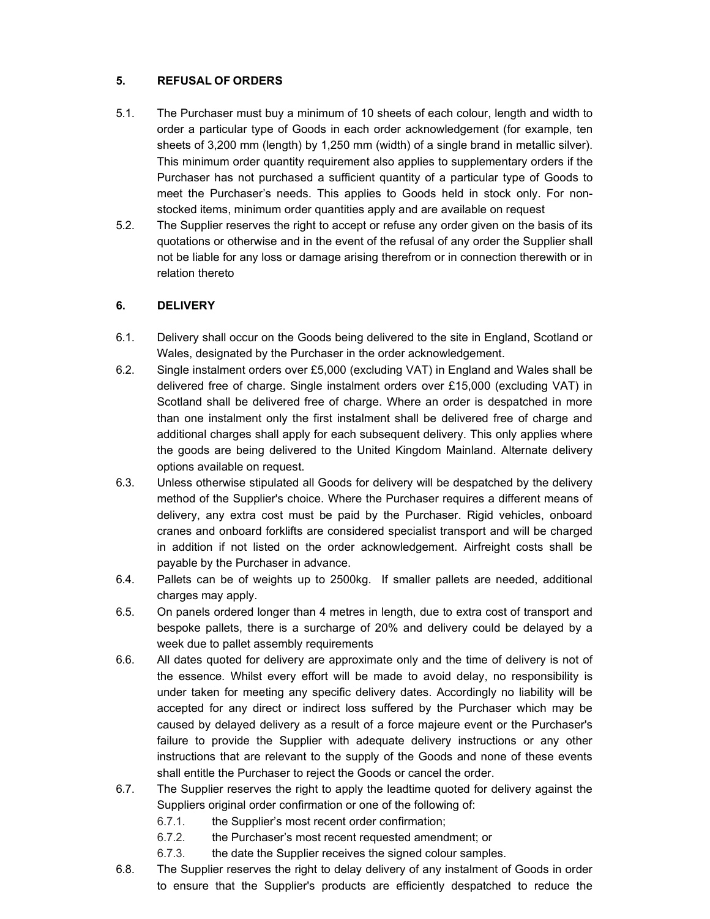## 5. REFUSAL OF ORDERS

5.1. The Purchaser must buy a minimum of 10 sheets of each colour, length and width to order a particular type of Goods in each order acknowledgement (for example, ten sheets of 3,200 mm (length) by 1,250 mm (width) of a single brand in metallic silver). This minimum order quantity requirement also applies to supplementary orders if the Purchaser has not purchased a sufficient quantity of a particular type of Goods to meet the Purchaser's needs. This applies to Goods held in stock only. For non-stocked items, minimum order quantities apply and are available on request

5.2. The Supplier reserves the right to accept or refuse any order given on the basis of its quotations or otherwise and in the event of the refusal of any order the Supplier shall not be liable for any loss or damage arising therefrom or in connection therewith or in relation thereto

## 6. DELIVERY

6.1. Delivery shall occur on the Goods being delivered to the site in England, Scotland or Wales, designated by the Purchaser in the order acknowledgement.

6.2. Single instalment orders over £5,000 (excluding VAT) in England and Wales shall be delivered free of charge. Single instalment orders over £15,000 (excluding VAT) in Scotland shall be delivered free of charge. Where an order is despatched in more than one instalment only the first instalment shall be delivered free of charge and additional charges shall apply for each subsequent delivery. This only applies where the goods are being delivered to the United Kingdom Mainland. Alternate delivery options available on request.

6.3. Unless otherwise stipulated all Goods for delivery will be despatched by the delivery method of the Supplier's choice. Where the Purchaser requires a different means of delivery, any extra cost must be paid by the Purchaser. Rigid vehicles, onboard cranes and onboard forklifts are considered specialist transport and will be charged in addition if not listed on the order acknowledgement. Airfreight costs shall be payable by the Purchaser in advance.

6.4. Pallets can be of weights up to 2500kg. If smaller pallets are needed, additional charges may apply.

6.5. On panels ordered longer than 4 metres in length, due to extra cost of transport and bespoke pallets, there is a surcharge of 20% and delivery could be delayed by a week due to pallet assembly requirements

6.6. All dates quoted for delivery are approximate only and the time of delivery is not of the essence. Whilst every effort will be made to avoid delay, no responsibility is under taken for meeting any specific delivery dates. Accordingly no liability will be accepted for any direct or indirect loss suffered by the Purchaser which may be caused by delayed delivery as a result of a force majeure event or the Purchaser's failure to provide the Supplier with adequate delivery instructions or any other instructions that are relevant to the supply of the Goods and none of these events shall entitle the Purchaser to reject the Goods or cancel the order.

6.7. The Supplier reserves the right to apply the leadtime quoted for delivery against the Suppliers original order confirmation or one of the following of:

   6.7.1. the Supplier's most recent order confirmation;

   6.7.2. the Purchaser's most recent requested amendment; or

   6.7.3. the date the Supplier receives the signed colour samples.

6.8. The Supplier reserves the right to delay delivery of any instalment of Goods in order to ensure that the Supplier's products are efficiently despatched to reduce the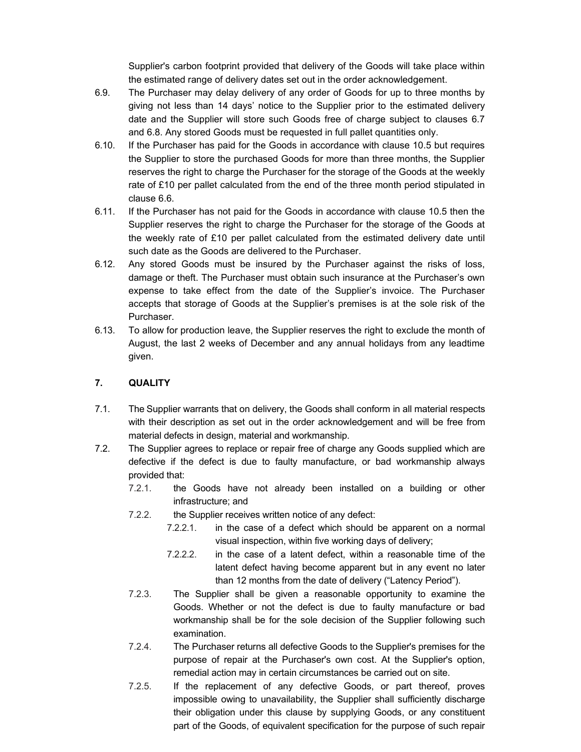Supplier's carbon footprint provided that delivery of the Goods will take place within the estimated range of delivery dates set out in the order acknowledgement.

6.9. The Purchaser may delay delivery of any order of Goods for up to three months by giving not less than 14 days' notice to the Supplier prior to the estimated delivery date and the Supplier will store such Goods free of charge subject to clauses 6.7 and 6.8. Any stored Goods must be requested in full pallet quantities only.

6.10. If the Purchaser has paid for the Goods in accordance with clause 10.5 but requires the Supplier to store the purchased Goods for more than three months, the Supplier reserves the right to charge the Purchaser for the storage of the Goods at the weekly rate of £10 per pallet calculated from the end of the three month period stipulated in clause 6.6.

6.11. If the Purchaser has not paid for the Goods in accordance with clause 10.5 then the Supplier reserves the right to charge the Purchaser for the storage of the Goods at the weekly rate of £10 per pallet calculated from the estimated delivery date until such date as the Goods are delivered to the Purchaser.

6.12. Any stored Goods must be insured by the Purchaser against the risks of loss, damage or theft. The Purchaser must obtain such insurance at the Purchaser's own expense to take effect from the date of the Supplier's invoice. The Purchaser accepts that storage of Goods at the Supplier's premises is at the sole risk of the Purchaser.

6.13. To allow for production leave, the Supplier reserves the right to exclude the month of August, the last 2 weeks of December and any annual holidays from any leadtime given.

## 7. QUALITY

7.1. The Supplier warrants that on delivery, the Goods shall conform in all material respects with their description as set out in the order acknowledgement and will be free from material defects in design, material and workmanship.

7.2. The Supplier agrees to replace or repair free of charge any Goods supplied which are defective if the defect is due to faulty manufacture, or bad workmanship always provided that:

7.2.1. the Goods have not already been installed on a building or other infrastructure; and

7.2.2. the Supplier receives written notice of any defect:

7.2.2.1. in the case of a defect which should be apparent on a normal visual inspection, within five working days of delivery;

7.2.2.2. in the case of a latent defect, within a reasonable time of the latent defect having become apparent but in any event no later than 12 months from the date of delivery ("Latency Period").

7.2.3. The Supplier shall be given a reasonable opportunity to examine the Goods. Whether or not the defect is due to faulty manufacture or bad workmanship shall be for the sole decision of the Supplier following such examination.

7.2.4. The Purchaser returns all defective Goods to the Supplier's premises for the purpose of repair at the Purchaser's own cost. At the Supplier's option, remedial action may in certain circumstances be carried out on site.

7.2.5. If the replacement of any defective Goods, or part thereof, proves impossible owing to unavailability, the Supplier shall sufficiently discharge their obligation under this clause by supplying Goods, or any constituent part of the Goods, of equivalent specification for the purpose of such repair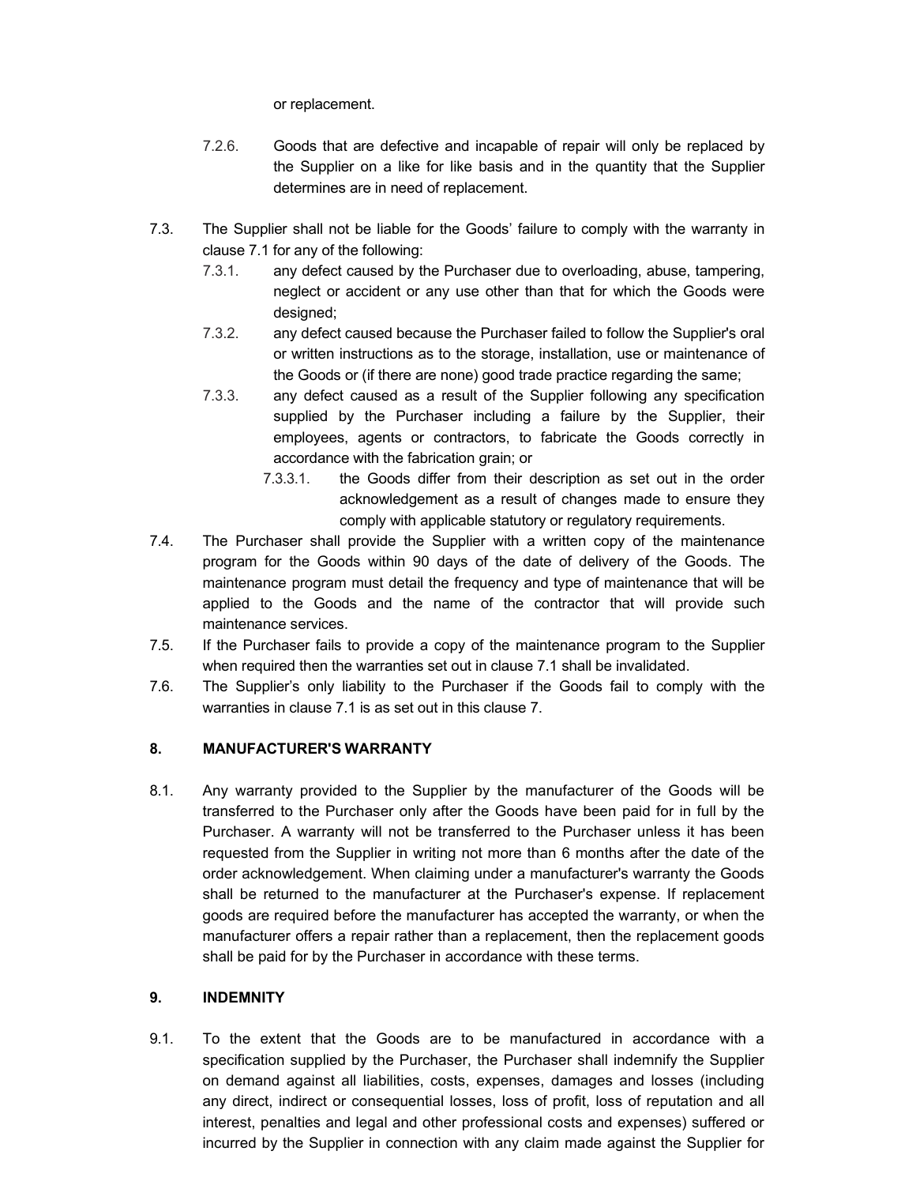or replacement.

7.2.6. Goods that are defective and incapable of repair will only be replaced by the Supplier on a like for like basis and in the quantity that the Supplier determines are in need of replacement.

7.3. The Supplier shall not be liable for the Goods' failure to comply with the warranty in clause 7.1 for any of the following:

7.3.1. any defect caused by the Purchaser due to overloading, abuse, tampering, neglect or accident or any use other than that for which the Goods were designed;

7.3.2. any defect caused because the Purchaser failed to follow the Supplier's oral or written instructions as to the storage, installation, use or maintenance of the Goods or (if there are none) good trade practice regarding the same;

7.3.3. any defect caused as a result of the Supplier following any specification supplied by the Purchaser including a failure by the Supplier, their employees, agents or contractors, to fabricate the Goods correctly in accordance with the fabrication grain; or

7.3.3.1. the Goods differ from their description as set out in the order acknowledgement as a result of changes made to ensure they comply with applicable statutory or regulatory requirements.

7.4. The Purchaser shall provide the Supplier with a written copy of the maintenance program for the Goods within 90 days of the date of delivery of the Goods. The maintenance program must detail the frequency and type of maintenance that will be applied to the Goods and the name of the contractor that will provide such maintenance services.

7.5. If the Purchaser fails to provide a copy of the maintenance program to the Supplier when required then the warranties set out in clause 7.1 shall be invalidated.

7.6. The Supplier's only liability to the Purchaser if the Goods fail to comply with the warranties in clause 7.1 is as set out in this clause 7.

## 8. MANUFACTURER'S WARRANTY

8.1. Any warranty provided to the Supplier by the manufacturer of the Goods will be transferred to the Purchaser only after the Goods have been paid for in full by the Purchaser. A warranty will not be transferred to the Purchaser unless it has been requested from the Supplier in writing not more than 6 months after the date of the order acknowledgement. When claiming under a manufacturer's warranty the Goods shall be returned to the manufacturer at the Purchaser's expense. If replacement goods are required before the manufacturer has accepted the warranty, or when the manufacturer offers a repair rather than a replacement, then the replacement goods shall be paid for by the Purchaser in accordance with these terms.

## 9. INDEMNITY

9.1. To the extent that the Goods are to be manufactured in accordance with a specification supplied by the Purchaser, the Purchaser shall indemnify the Supplier on demand against all liabilities, costs, expenses, damages and losses (including any direct, indirect or consequential losses, loss of profit, loss of reputation and all interest, penalties and legal and other professional costs and expenses) suffered or incurred by the Supplier in connection with any claim made against the Supplier for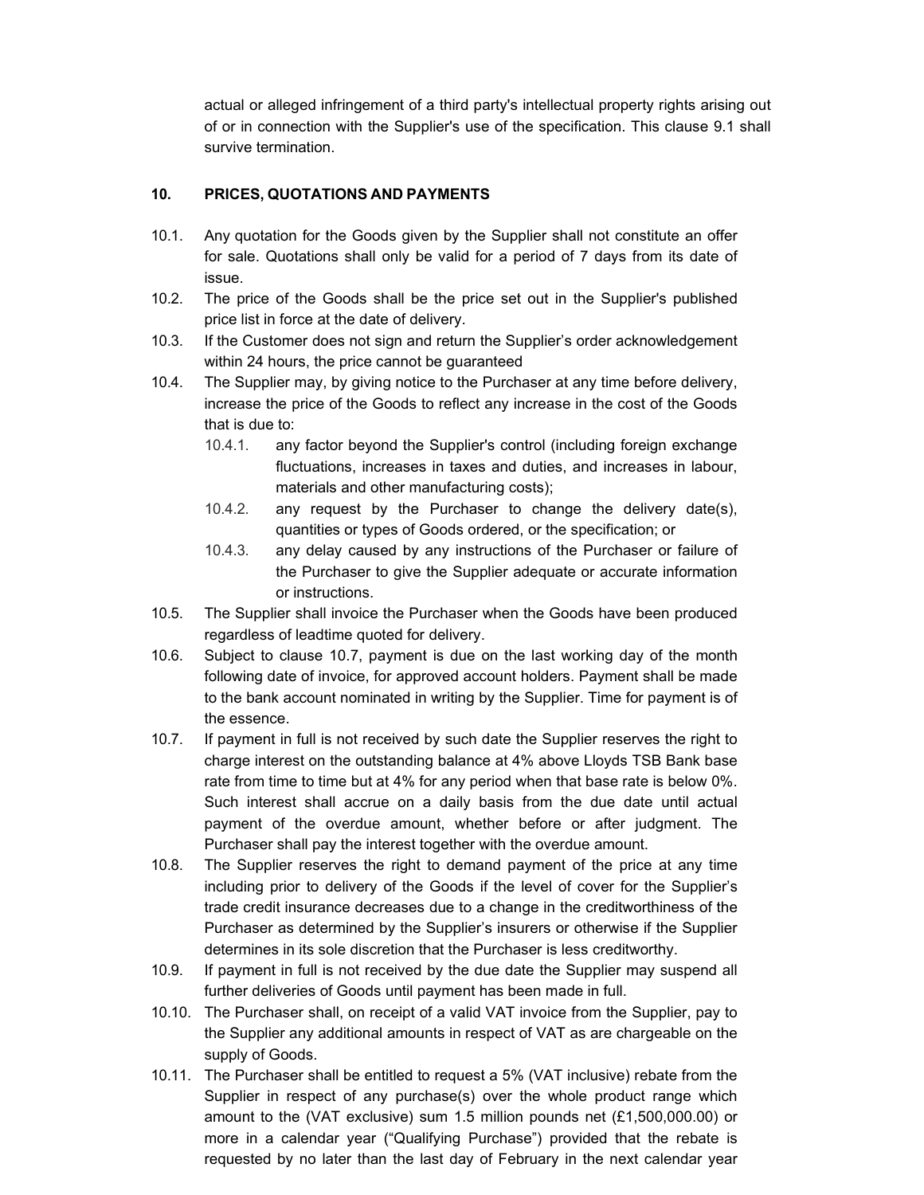actual or alleged infringement of a third party's intellectual property rights arising out of or in connection with the Supplier's use of the specification. This clause 9.1 shall survive termination.

## 10. PRICES, QUOTATIONS AND PAYMENTS

10.1. Any quotation for the Goods given by the Supplier shall not constitute an offer for sale. Quotations shall only be valid for a period of 7 days from its date of issue.

10.2. The price of the Goods shall be the price set out in the Supplier's published price list in force at the date of delivery.

10.3. If the Customer does not sign and return the Supplier's order acknowledgement within 24 hours, the price cannot be guaranteed

10.4. The Supplier may, by giving notice to the Purchaser at any time before delivery, increase the price of the Goods to reflect any increase in the cost of the Goods that is due to:

- 10.4.1. any factor beyond the Supplier's control (including foreign exchange fluctuations, increases in taxes and duties, and increases in labour, materials and other manufacturing costs);
- 10.4.2. any request by the Purchaser to change the delivery date(s), quantities or types of Goods ordered, or the specification; or
- 10.4.3. any delay caused by any instructions of the Purchaser or failure of the Purchaser to give the Supplier adequate or accurate information or instructions.

10.5. The Supplier shall invoice the Purchaser when the Goods have been produced regardless of leadtime quoted for delivery.

10.6. Subject to clause 10.7, payment is due on the last working day of the month following date of invoice, for approved account holders. Payment shall be made to the bank account nominated in writing by the Supplier. Time for payment is of the essence.

10.7. If payment in full is not received by such date the Supplier reserves the right to charge interest on the outstanding balance at 4% above Lloyds TSB Bank base rate from time to time but at 4% for any period when that base rate is below 0%. Such interest shall accrue on a daily basis from the due date until actual payment of the overdue amount, whether before or after judgment. The Purchaser shall pay the interest together with the overdue amount.

10.8. The Supplier reserves the right to demand payment of the price at any time including prior to delivery of the Goods if the level of cover for the Supplier's trade credit insurance decreases due to a change in the creditworthiness of the Purchaser as determined by the Supplier's insurers or otherwise if the Supplier determines in its sole discretion that the Purchaser is less creditworthy.

10.9. If payment in full is not received by the due date the Supplier may suspend all further deliveries of Goods until payment has been made in full.

10.10. The Purchaser shall, on receipt of a valid VAT invoice from the Supplier, pay to the Supplier any additional amounts in respect of VAT as are chargeable on the supply of Goods.

10.11. The Purchaser shall be entitled to request a 5% (VAT inclusive) rebate from the Supplier in respect of any purchase(s) over the whole product range which amount to the (VAT exclusive) sum 1.5 million pounds net (£1,500,000.00) or more in a calendar year ("Qualifying Purchase") provided that the rebate is requested by no later than the last day of February in the next calendar year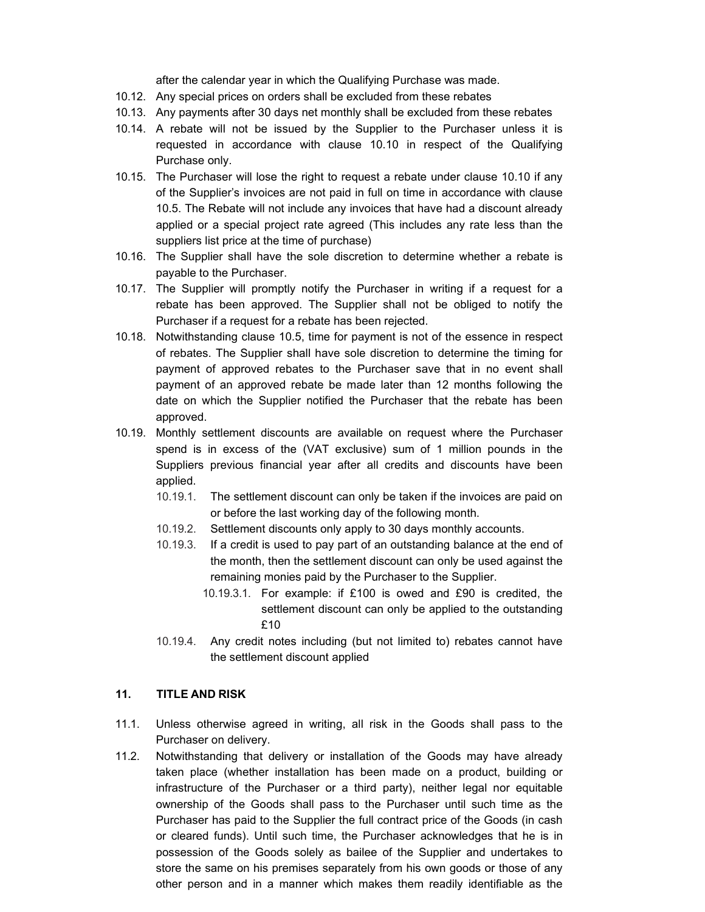after the calendar year in which the Qualifying Purchase was made.

10.12. Any special prices on orders shall be excluded from these rebates

10.13. Any payments after 30 days net monthly shall be excluded from these rebates

10.14. A rebate will not be issued by the Supplier to the Purchaser unless it is requested in accordance with clause 10.10 in respect of the Qualifying Purchase only.

10.15. The Purchaser will lose the right to request a rebate under clause 10.10 if any of the Supplier's invoices are not paid in full on time in accordance with clause 10.5. The Rebate will not include any invoices that have had a discount already applied or a special project rate agreed (This includes any rate less than the suppliers list price at the time of purchase)

10.16. The Supplier shall have the sole discretion to determine whether a rebate is payable to the Purchaser.

10.17. The Supplier will promptly notify the Purchaser in writing if a request for a rebate has been approved. The Supplier shall not be obliged to notify the Purchaser if a request for a rebate has been rejected.

10.18. Notwithstanding clause 10.5, time for payment is not of the essence in respect of rebates. The Supplier shall have sole discretion to determine the timing for payment of approved rebates to the Purchaser save that in no event shall payment of an approved rebate be made later than 12 months following the date on which the Supplier notified the Purchaser that the rebate has been approved.

10.19. Monthly settlement discounts are available on request where the Purchaser spend is in excess of the (VAT exclusive) sum of 1 million pounds in the Suppliers previous financial year after all credits and discounts have been applied.

- 10.19.1. The settlement discount can only be taken if the invoices are paid on or before the last working day of the following month.
- 10.19.2. Settlement discounts only apply to 30 days monthly accounts.
- 10.19.3. If a credit is used to pay part of an outstanding balance at the end of the month, then the settlement discount can only be used against the remaining monies paid by the Purchaser to the Supplier.
  - 10.19.3.1. For example: if £100 is owed and £90 is credited, the settlement discount can only be applied to the outstanding £10
- 10.19.4. Any credit notes including (but not limited to) rebates cannot have the settlement discount applied

## 11. TITLE AND RISK

11.1. Unless otherwise agreed in writing, all risk in the Goods shall pass to the Purchaser on delivery.

11.2. Notwithstanding that delivery or installation of the Goods may have already taken place (whether installation has been made on a product, building or infrastructure of the Purchaser or a third party), neither legal nor equitable ownership of the Goods shall pass to the Purchaser until such time as the Purchaser has paid to the Supplier the full contract price of the Goods (in cash or cleared funds). Until such time, the Purchaser acknowledges that he is in possession of the Goods solely as bailee of the Supplier and undertakes to store the same on his premises separately from his own goods or those of any other person and in a manner which makes them readily identifiable as the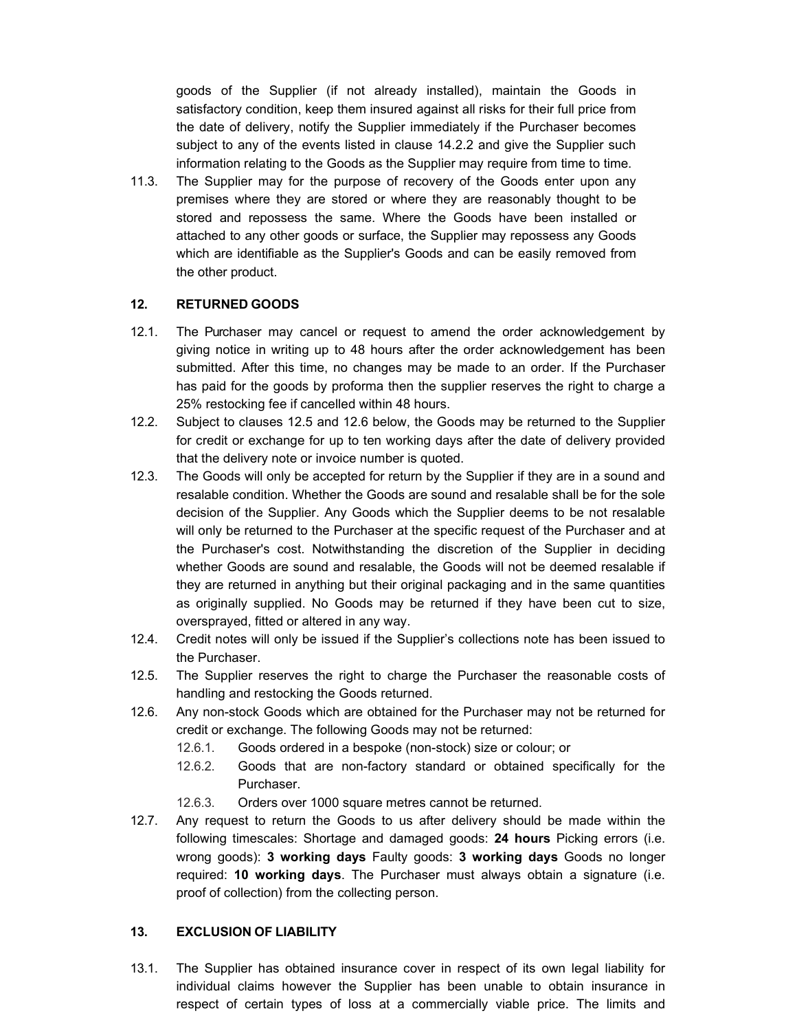goods of the Supplier (if not already installed), maintain the Goods in satisfactory condition, keep them insured against all risks for their full price from the date of delivery, notify the Supplier immediately if the Purchaser becomes subject to any of the events listed in clause 14.2.2 and give the Supplier such information relating to the Goods as the Supplier may require from time to time.

11.3. The Supplier may for the purpose of recovery of the Goods enter upon any premises where they are stored or where they are reasonably thought to be stored and repossess the same. Where the Goods have been installed or attached to any other goods or surface, the Supplier may repossess any Goods which are identifiable as the Supplier's Goods and can be easily removed from the other product.

## 12. RETURNED GOODS

12.1. The Purchaser may cancel or request to amend the order acknowledgement by giving notice in writing up to 48 hours after the order acknowledgement has been submitted. After this time, no changes may be made to an order. If the Purchaser has paid for the goods by proforma then the supplier reserves the right to charge a 25% restocking fee if cancelled within 48 hours.

12.2. Subject to clauses 12.5 and 12.6 below, the Goods may be returned to the Supplier for credit or exchange for up to ten working days after the date of delivery provided that the delivery note or invoice number is quoted.

12.3. The Goods will only be accepted for return by the Supplier if they are in a sound and resalable condition. Whether the Goods are sound and resalable shall be for the sole decision of the Supplier. Any Goods which the Supplier deems to be not resalable will only be returned to the Purchaser at the specific request of the Purchaser and at the Purchaser's cost. Notwithstanding the discretion of the Supplier in deciding whether Goods are sound and resalable, the Goods will not be deemed resalable if they are returned in anything but their original packaging and in the same quantities as originally supplied. No Goods may be returned if they have been cut to size, oversprayed, fitted or altered in any way.

12.4. Credit notes will only be issued if the Supplier's collections note has been issued to the Purchaser.

12.5. The Supplier reserves the right to charge the Purchaser the reasonable costs of handling and restocking the Goods returned.

12.6. Any non-stock Goods which are obtained for the Purchaser may not be returned for credit or exchange. The following Goods may not be returned:

- 12.6.1. Goods ordered in a bespoke (non-stock) size or colour; or
- 12.6.2. Goods that are non-factory standard or obtained specifically for the Purchaser.
- 12.6.3. Orders over 1000 square metres cannot be returned.

12.7. Any request to return the Goods to us after delivery should be made within the following timescales: Shortage and damaged goods: **24 hours** Picking errors (i.e. wrong goods): **3 working days** Faulty goods: **3 working days** Goods no longer required: **10 working days**. The Purchaser must always obtain a signature (i.e. proof of collection) from the collecting person.

## 13. EXCLUSION OF LIABILITY

13.1. The Supplier has obtained insurance cover in respect of its own legal liability for individual claims however the Supplier has been unable to obtain insurance in respect of certain types of loss at a commercially viable price. The limits and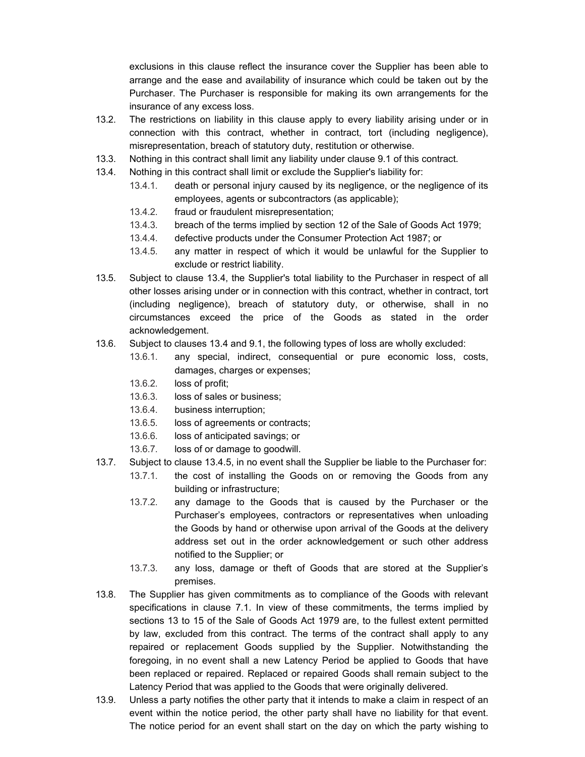exclusions in this clause reflect the insurance cover the Supplier has been able to arrange and the ease and availability of insurance which could be taken out by the Purchaser. The Purchaser is responsible for making its own arrangements for the insurance of any excess loss.

13.2. The restrictions on liability in this clause apply to every liability arising under or in connection with this contract, whether in contract, tort (including negligence), misrepresentation, breach of statutory duty, restitution or otherwise.

13.3. Nothing in this contract shall limit any liability under clause 9.1 of this contract.

13.4. Nothing in this contract shall limit or exclude the Supplier's liability for:

- 13.4.1. death or personal injury caused by its negligence, or the negligence of its employees, agents or subcontractors (as applicable);
- 13.4.2. fraud or fraudulent misrepresentation;
- 13.4.3. breach of the terms implied by section 12 of the Sale of Goods Act 1979;
- 13.4.4. defective products under the Consumer Protection Act 1987; or
- 13.4.5. any matter in respect of which it would be unlawful for the Supplier to exclude or restrict liability.

13.5. Subject to clause 13.4, the Supplier's total liability to the Purchaser in respect of all other losses arising under or in connection with this contract, whether in contract, tort (including negligence), breach of statutory duty, or otherwise, shall in no circumstances exceed the price of the Goods as stated in the order acknowledgement.

13.6. Subject to clauses 13.4 and 9.1, the following types of loss are wholly excluded:

- 13.6.1. any special, indirect, consequential or pure economic loss, costs, damages, charges or expenses;
- 13.6.2. loss of profit;
- 13.6.3. loss of sales or business;
- 13.6.4. business interruption;
- 13.6.5. loss of agreements or contracts;
- 13.6.6. loss of anticipated savings; or
- 13.6.7. loss of or damage to goodwill.

13.7. Subject to clause 13.4.5, in no event shall the Supplier be liable to the Purchaser for:

- 13.7.1. the cost of installing the Goods on or removing the Goods from any building or infrastructure;
- 13.7.2. any damage to the Goods that is caused by the Purchaser or the Purchaser's employees, contractors or representatives when unloading the Goods by hand or otherwise upon arrival of the Goods at the delivery address set out in the order acknowledgement or such other address notified to the Supplier; or
- 13.7.3. any loss, damage or theft of Goods that are stored at the Supplier's premises.

13.8. The Supplier has given commitments as to compliance of the Goods with relevant specifications in clause 7.1. In view of these commitments, the terms implied by sections 13 to 15 of the Sale of Goods Act 1979 are, to the fullest extent permitted by law, excluded from this contract. The terms of the contract shall apply to any repaired or replacement Goods supplied by the Supplier. Notwithstanding the foregoing, in no event shall a new Latency Period be applied to Goods that have been replaced or repaired. Replaced or repaired Goods shall remain subject to the Latency Period that was applied to the Goods that were originally delivered.

13.9. Unless a party notifies the other party that it intends to make a claim in respect of an event within the notice period, the other party shall have no liability for that event. The notice period for an event shall start on the day on which the party wishing to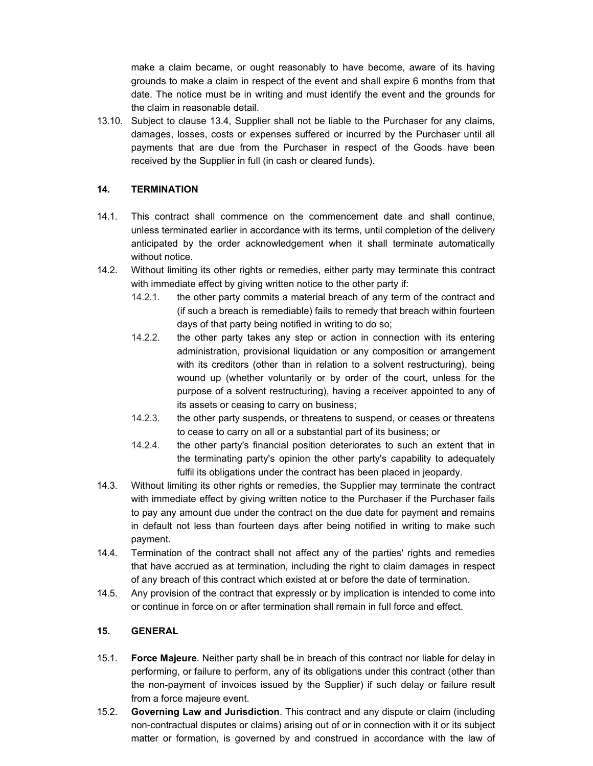make a claim became, or ought reasonably to have become, aware of its having grounds to make a claim in respect of the event and shall expire 6 months from that date. The notice must be in writing and must identify the event and the grounds for the claim in reasonable detail.

13.10. Subject to clause 13.4, Supplier shall not be liable to the Purchaser for any claims, damages, losses, costs or expenses suffered or incurred by the Purchaser until all payments that are due from the Purchaser in respect of the Goods have been received by the Supplier in full (in cash or cleared funds).

## 14. TERMINATION

14.1. This contract shall commence on the commencement date and shall continue, unless terminated earlier in accordance with its terms, until completion of the delivery anticipated by the order acknowledgement when it shall terminate automatically without notice.

14.2. Without limiting its other rights or remedies, either party may terminate this contract with immediate effect by giving written notice to the other party if:

14.2.1. the other party commits a material breach of any term of the contract and (if such a breach is remediable) fails to remedy that breach within fourteen days of that party being notified in writing to do so;

14.2.2. the other party takes any step or action in connection with its entering administration, provisional liquidation or any composition or arrangement with its creditors (other than in relation to a solvent restructuring), being wound up (whether voluntarily or by order of the court, unless for the purpose of a solvent restructuring), having a receiver appointed to any of its assets or ceasing to carry on business;

14.2.3. the other party suspends, or threatens to suspend, or ceases or threatens to cease to carry on all or a substantial part of its business; or

14.2.4. the other party's financial position deteriorates to such an extent that in the terminating party's opinion the other party's capability to adequately fulfil its obligations under the contract has been placed in jeopardy.

14.3. Without limiting its other rights or remedies, the Supplier may terminate the contract with immediate effect by giving written notice to the Purchaser if the Purchaser fails to pay any amount due under the contract on the due date for payment and remains in default not less than fourteen days after being notified in writing to make such payment.

14.4. Termination of the contract shall not affect any of the parties' rights and remedies that have accrued as at termination, including the right to claim damages in respect of any breach of this contract which existed at or before the date of termination.

14.5. Any provision of the contract that expressly or by implication is intended to come into or continue in force on or after termination shall remain in full force and effect.

## 15. GENERAL

15.1. **Force Majeure**. Neither party shall be in breach of this contract nor liable for delay in performing, or failure to perform, any of its obligations under this contract (other than the non-payment of invoices issued by the Supplier) if such delay or failure result from a force majeure event.

15.2. **Governing Law and Jurisdiction**. This contract and any dispute or claim (including non-contractual disputes or claims) arising out of or in connection with it or its subject matter or formation, is governed by and construed in accordance with the law of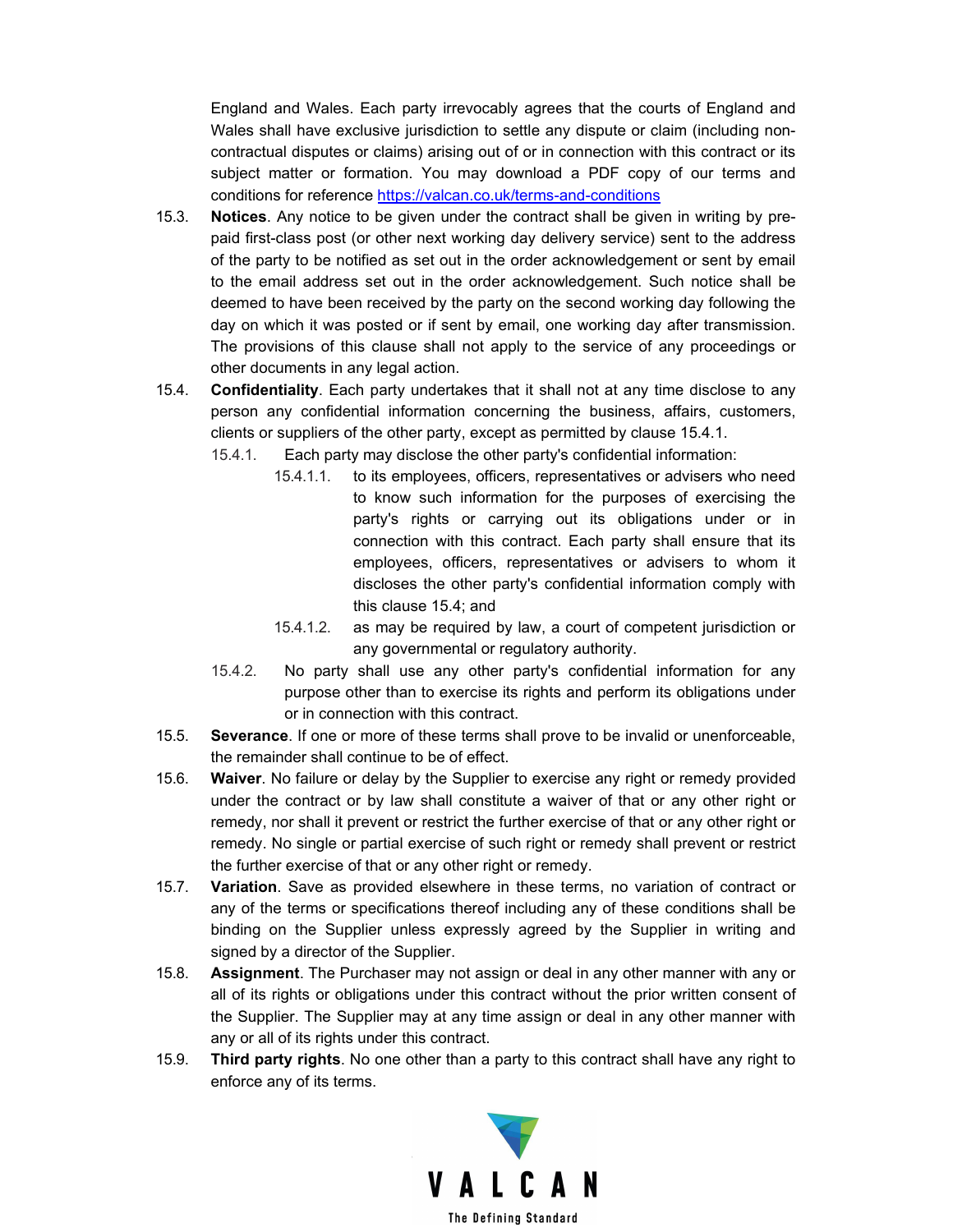England and Wales. Each party irrevocably agrees that the courts of England and Wales shall have exclusive jurisdiction to settle any dispute or claim (including non-contractual disputes or claims) arising out of or in connection with this contract or its subject matter or formation. You may download a PDF copy of our terms and conditions for reference [https://valcan.co.uk/terms-and-conditions](https://valcan.co.uk/terms-and-conditions)

15.3. **Notices**. Any notice to be given under the contract shall be given in writing by pre-paid first-class post (or other next working day delivery service) sent to the address of the party to be notified as set out in the order acknowledgement or sent by email to the email address set out in the order acknowledgement. Such notice shall be deemed to have been received by the party on the second working day following the day on which it was posted or if sent by email, one working day after transmission. The provisions of this clause shall not apply to the service of any proceedings or other documents in any legal action.

15.4. **Confidentiality**. Each party undertakes that it shall not at any time disclose to any person any confidential information concerning the business, affairs, customers, clients or suppliers of the other party, except as permitted by clause 15.4.1.

15.4.1. Each party may disclose the other party's confidential information:

15.4.1.1. to its employees, officers, representatives or advisers who need to know such information for the purposes of exercising the party's rights or carrying out its obligations under or in connection with this contract. Each party shall ensure that its employees, officers, representatives or advisers to whom it discloses the other party's confidential information comply with this clause 15.4; and

15.4.1.2. as may be required by law, a court of competent jurisdiction or any governmental or regulatory authority.

15.4.2. No party shall use any other party's confidential information for any purpose other than to exercise its rights and perform its obligations under or in connection with this contract.

15.5. **Severance**. If one or more of these terms shall prove to be invalid or unenforceable, the remainder shall continue to be of effect.

15.6. **Waiver**. No failure or delay by the Supplier to exercise any right or remedy provided under the contract or by law shall constitute a waiver of that or any other right or remedy, nor shall it prevent or restrict the further exercise of that or any other right or remedy. No single or partial exercise of such right or remedy shall prevent or restrict the further exercise of that or any other right or remedy.

15.7. **Variation**. Save as provided elsewhere in these terms, no variation of contract or any of the terms or specifications thereof including any of these conditions shall be binding on the Supplier unless expressly agreed by the Supplier in writing and signed by a director of the Supplier.

15.8. **Assignment**. The Purchaser may not assign or deal in any other manner with any or all of its rights or obligations under this contract without the prior written consent of the Supplier. The Supplier may at any time assign or deal in any other manner with any or all of its rights under this contract.

15.9. **Third party rights**. No one other than a party to this contract shall have any right to enforce any of its terms.

VALCAN

The Defining Standard